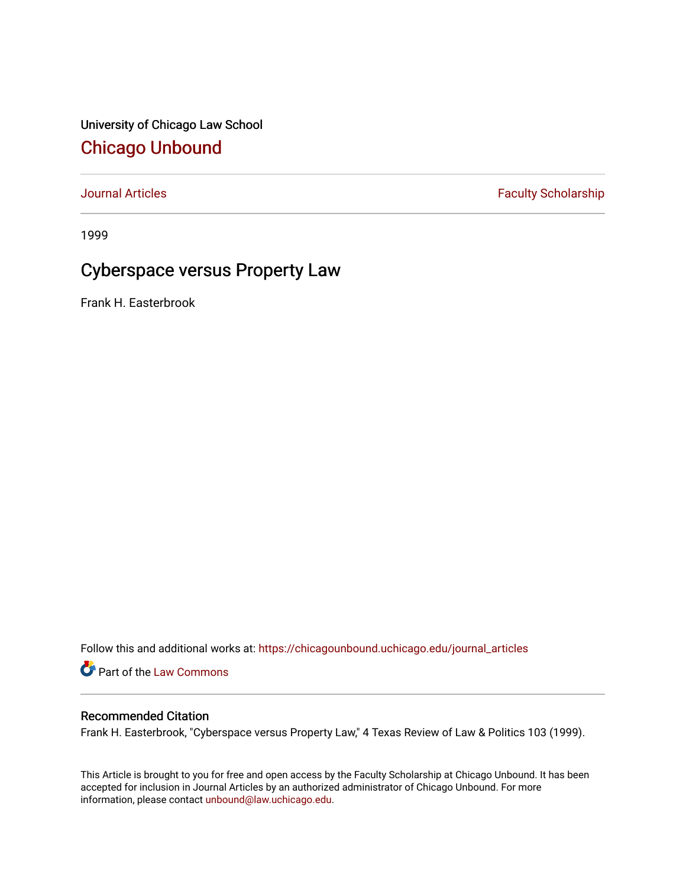University of Chicago Law School

# Chicago Unbound

Journal Articles

Faculty Scholarship

1999

## Cyberspace versus Property Law

Frank H. Easterbrook

Follow this and additional works at: https://chicagounbound.uchicago.edu/journal_articles

Part of the Law Commons

### Recommended Citation

Frank H. Easterbrook, "Cyberspace versus Property Law," 4 Texas Review of Law & Politics 103 (1999).

This Article is brought to you for free and open access by the Faculty Scholarship at Chicago Unbound. It has been accepted for inclusion in Journal Articles by an authorized administrator of Chicago Unbound. For more information, please contact unbound@law.uchicago.edu.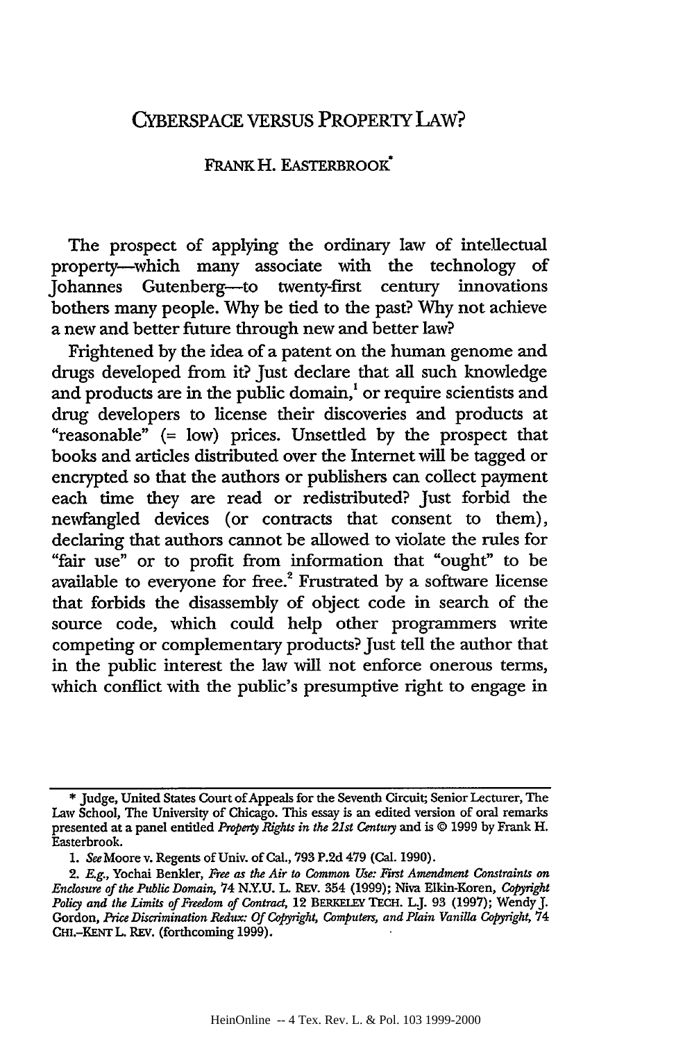# CYBERSPACE VERSUS PROPERTY LAW?

FRANK H. EASTERBROOK*

The prospect of applying the ordinary law of intellectual property—which many associate with the technology of Johannes Gutenberg—to twenty-first century innovations bothers many people. Why be tied to the past? Why not achieve a new and better future through new and better law?

Frightened by the idea of a patent on the human genome and drugs developed from it? Just declare that all such knowledge and products are in the public domain,[1] or require scientists and drug developers to license their discoveries and products at "reasonable" (= low) prices. Unsettled by the prospect that books and articles distributed over the Internet will be tagged or encrypted so that the authors or publishers can collect payment each time they are read or redistributed? Just forbid the newfangled devices (or contracts that consent to them), declaring that authors cannot be allowed to violate the rules for "fair use" or to profit from information that "ought" to be available to everyone for free.[2] Frustrated by a software license that forbids the disassembly of object code in search of the source code, which could help other programmers write competing or complementary products? Just tell the author that in the public interest the law will not enforce onerous terms, which conflict with the public's presumptive right to engage in

---

\* Judge, United States Court of Appeals for the Seventh Circuit; Senior Lecturer, The Law School, The University of Chicago. This essay is an edited version of oral remarks presented at a panel entitled *Property Rights in the 21st Century* and is © 1999 by Frank H. Easterbrook.

1. *See* Moore v. Regents of Univ. of Cal., 793 P.2d 479 (Cal. 1990).

2. *E.g.*, Yochai Benkler, *Free as the Air to Common Use: First Amendment Constraints on Enclosure of the Public Domain*, 74 N.Y.U. L. REV. 354 (1999); Niva Elkin-Koren, *Copyright Policy and the Limits of Freedom of Contract*, 12 BERKELEY TECH. L.J. 93 (1997); Wendy J. Gordon, *Price Discrimination Redux: Of Copyright, Computers, and Plain Vanilla Copyright*, 74 CHI.-KENT L. REV. (forthcoming 1999).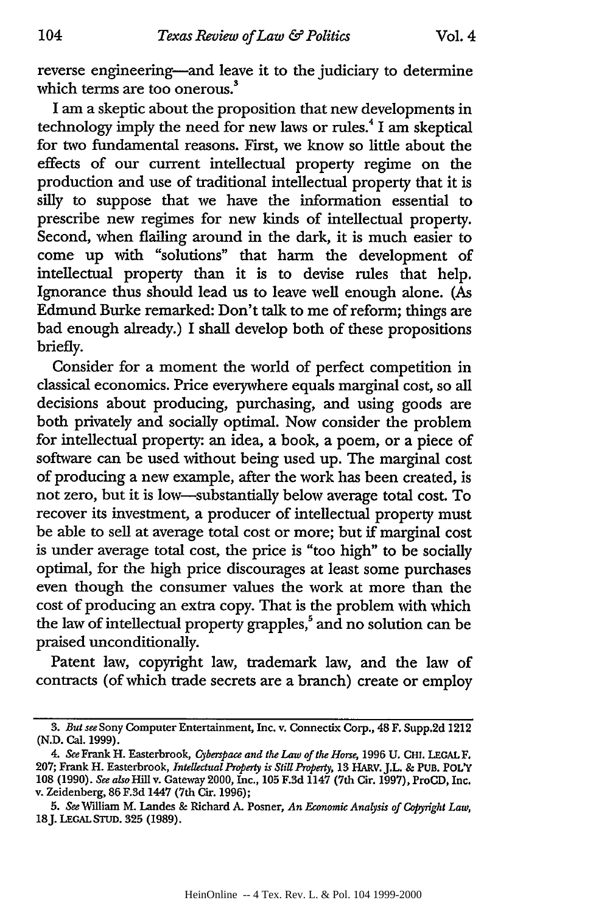reverse engineering—and leave it to the judiciary to determine which terms are too onerous.[3]

I am a skeptic about the proposition that new developments in technology imply the need for new laws or rules.[4] I am skeptical for two fundamental reasons. First, we know so little about the effects of our current intellectual property regime on the production and use of traditional intellectual property that it is silly to suppose that we have the information essential to prescribe new regimes for new kinds of intellectual property. Second, when flailing around in the dark, it is much easier to come up with "solutions" that harm the development of intellectual property than it is to devise rules that help. Ignorance thus should lead us to leave well enough alone. (As Edmund Burke remarked: Don't talk to me of reform; things are bad enough already.) I shall develop both of these propositions briefly.

Consider for a moment the world of perfect competition in classical economics. Price everywhere equals marginal cost, so all decisions about producing, purchasing, and using goods are both privately and socially optimal. Now consider the problem for intellectual property: an idea, a book, a poem, or a piece of software can be used without being used up. The marginal cost of producing a new example, after the work has been created, is not zero, but it is low—substantially below average total cost. To recover its investment, a producer of intellectual property must be able to sell at average total cost or more; but if marginal cost is under average total cost, the price is "too high" to be socially optimal, for the high price discourages at least some purchases even though the consumer values the work at more than the cost of producing an extra copy. That is the problem with which the law of intellectual property grapples,[5] and no solution can be praised unconditionally.

Patent law, copyright law, trademark law, and the law of contracts (of which trade secrets are a branch) create or employ

---

3. *But see* Sony Computer Entertainment, Inc. v. Connectix Corp., 48 F. Supp.2d 1212 (N.D. Cal. 1999).

4. *See* Frank H. Easterbrook, *Cyberspace and the Law of the Horse*, 1996 U. CHI. LEGAL F. 207; Frank H. Easterbrook, *Intellectual Property is Still Property*, 13 HARV. J.L. & PUB. POL'Y 108 (1990). *See also* Hill v. Gateway 2000, Inc., 105 F.3d 1147 (7th Cir. 1997), ProCD, Inc. v. Zeidenberg, 86 F.3d 1447 (7th Cir. 1996);

5. *See* William M. Landes & Richard A. Posner, *An Economic Analysis of Copyright Law*, 18 J. LEGAL STUD. 325 (1989).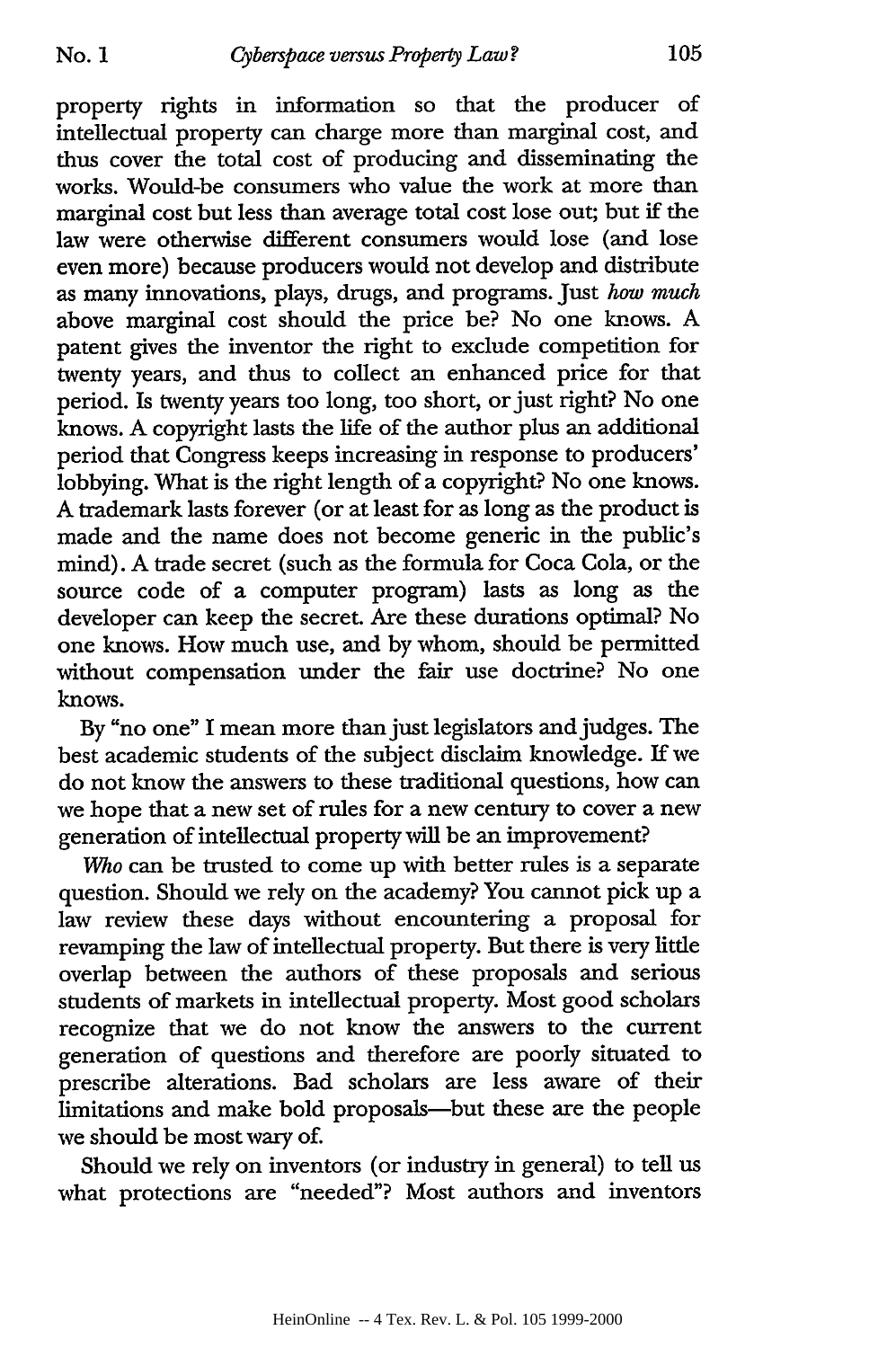property rights in information so that the producer of intellectual property can charge more than marginal cost, and thus cover the total cost of producing and disseminating the works. Would-be consumers who value the work at more than marginal cost but less than average total cost lose out; but if the law were otherwise different consumers would lose (and lose even more) because producers would not develop and distribute as many innovations, plays, drugs, and programs. Just *how much* above marginal cost should the price be? No one knows. A patent gives the inventor the right to exclude competition for twenty years, and thus to collect an enhanced price for that period. Is twenty years too long, too short, or just right? No one knows. A copyright lasts the life of the author plus an additional period that Congress keeps increasing in response to producers' lobbying. What is the right length of a copyright? No one knows. A trademark lasts forever (or at least for as long as the product is made and the name does not become generic in the public's mind). A trade secret (such as the formula for Coca Cola, or the source code of a computer program) lasts as long as the developer can keep the secret. Are these durations optimal? No one knows. How much use, and by whom, should be permitted without compensation under the fair use doctrine? No one knows.

By "no one" I mean more than just legislators and judges. The best academic students of the subject disclaim knowledge. If we do not know the answers to these traditional questions, how can we hope that a new set of rules for a new century to cover a new generation of intellectual property will be an improvement?

*Who* can be trusted to come up with better rules is a separate question. Should we rely on the academy? You cannot pick up a law review these days without encountering a proposal for revamping the law of intellectual property. But there is very little overlap between the authors of these proposals and serious students of markets in intellectual property. Most good scholars recognize that we do not know the answers to the current generation of questions and therefore are poorly situated to prescribe alterations. Bad scholars are less aware of their limitations and make bold proposals—but these are the people we should be most wary of.

Should we rely on inventors (or industry in general) to tell us what protections are "needed"? Most authors and inventors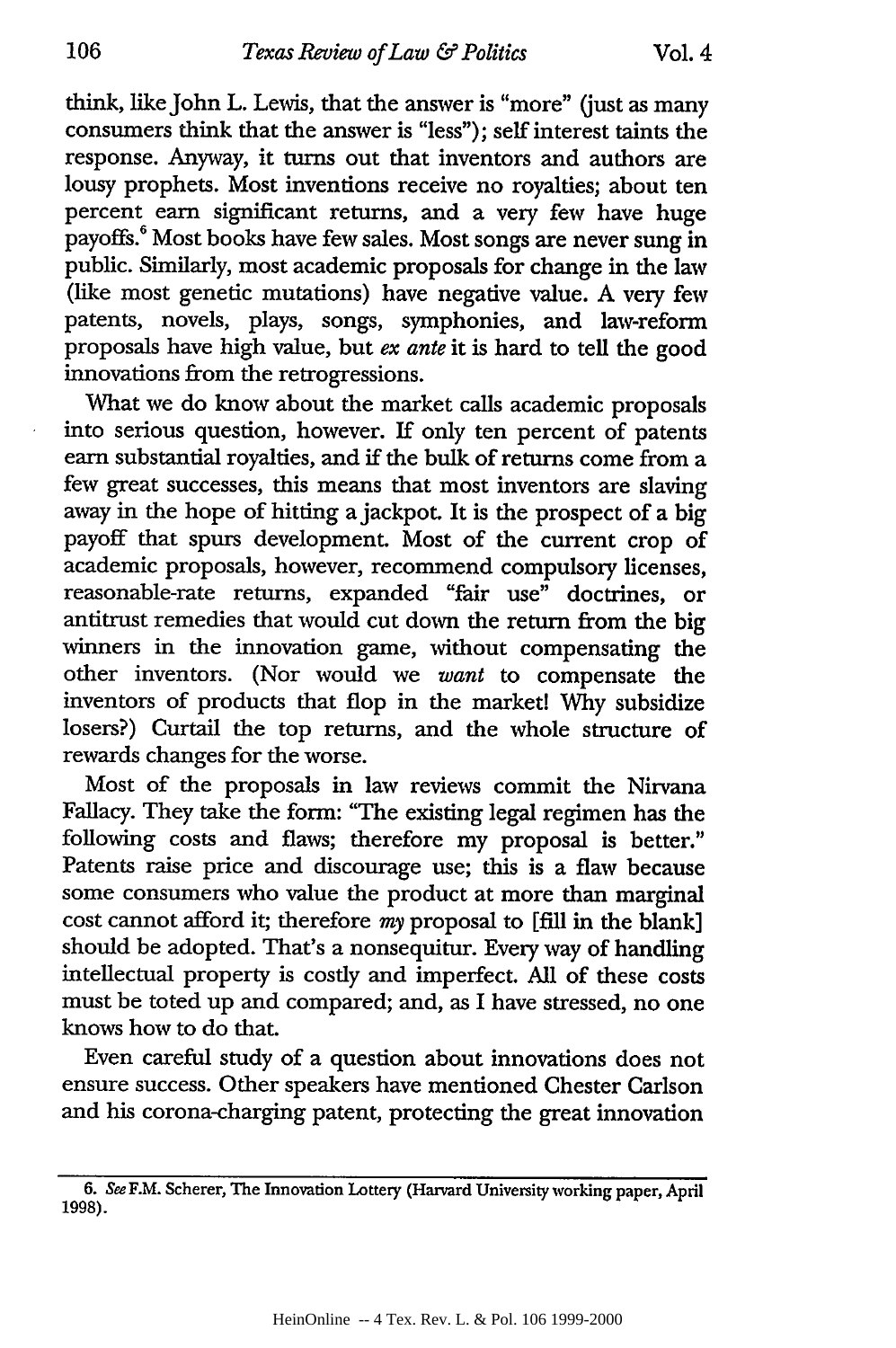think, like John L. Lewis, that the answer is "more" (just as many consumers think that the answer is "less"); self interest taints the response. Anyway, it turns out that inventors and authors are lousy prophets. Most inventions receive no royalties; about ten percent earn significant returns, and a very few have huge payoffs.[6] Most books have few sales. Most songs are never sung in public. Similarly, most academic proposals for change in the law (like most genetic mutations) have negative value. A very few patents, novels, plays, songs, symphonies, and law-reform proposals have high value, but *ex ante* it is hard to tell the good innovations from the retrogressions.

What we do know about the market calls academic proposals into serious question, however. If only ten percent of patents earn substantial royalties, and if the bulk of returns come from a few great successes, this means that most inventors are slaving away in the hope of hitting a jackpot. It is the prospect of a big payoff that spurs development. Most of the current crop of academic proposals, however, recommend compulsory licenses, reasonable-rate returns, expanded "fair use" doctrines, or antitrust remedies that would cut down the return from the big winners in the innovation game, without compensating the other inventors. (Nor would we *want* to compensate the inventors of products that flop in the market! Why subsidize losers?) Curtail the top returns, and the whole structure of rewards changes for the worse.

Most of the proposals in law reviews commit the Nirvana Fallacy. They take the form: "The existing legal regimen has the following costs and flaws; therefore my proposal is better." Patents raise price and discourage use; this is a flaw because some consumers who value the product at more than marginal cost cannot afford it; therefore *my* proposal to [fill in the blank] should be adopted. That's a nonsequitur. Every way of handling intellectual property is costly and imperfect. All of these costs must be toted up and compared; and, as I have stressed, no one knows how to do that.

Even careful study of a question about innovations does not ensure success. Other speakers have mentioned Chester Carlson and his corona-charging patent, protecting the great innovation

6. *See* F.M. Scherer, The Innovation Lottery (Harvard University working paper, April 1998).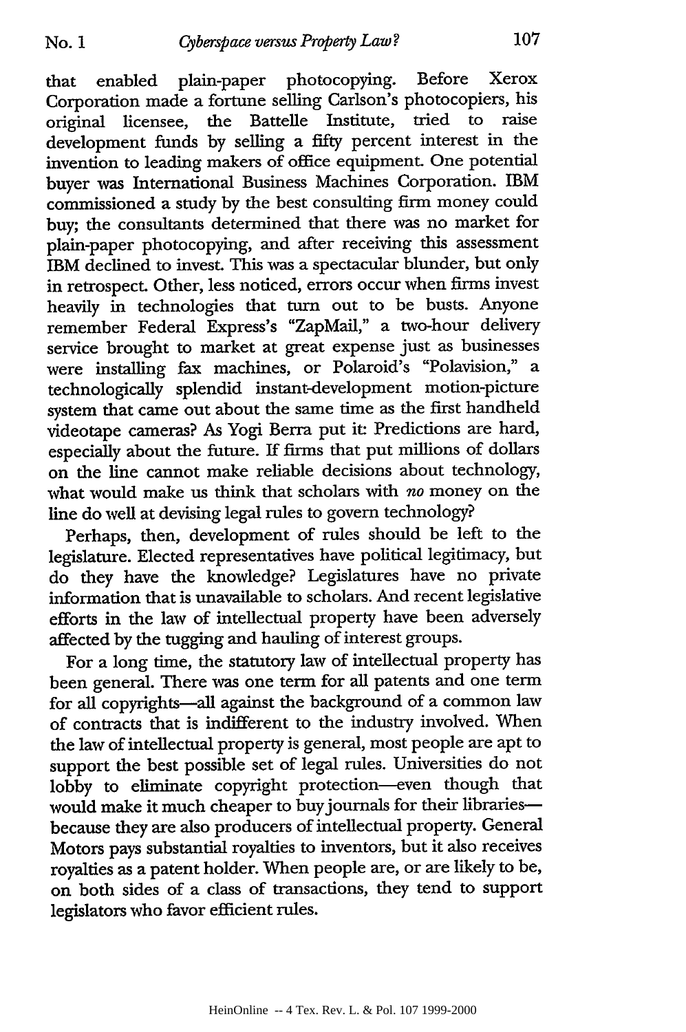that enabled plain-paper photocopying. Before Xerox Corporation made a fortune selling Carlson's photocopiers, his original licensee, the Battelle Institute, tried to raise development funds by selling a fifty percent interest in the invention to leading makers of office equipment. One potential buyer was International Business Machines Corporation. IBM commissioned a study by the best consulting firm money could buy; the consultants determined that there was no market for plain-paper photocopying, and after receiving this assessment IBM declined to invest. This was a spectacular blunder, but only in retrospect. Other, less noticed, errors occur when firms invest heavily in technologies that turn out to be busts. Anyone remember Federal Express's "ZapMail," a two-hour delivery service brought to market at great expense just as businesses were installing fax machines, or Polaroid's "Polavision," a technologically splendid instant-development motion-picture system that came out about the same time as the first handheld videotape cameras? As Yogi Berra put it: Predictions are hard, especially about the future. If firms that put millions of dollars on the line cannot make reliable decisions about technology, what would make us think that scholars with *no* money on the line do well at devising legal rules to govern technology?

Perhaps, then, development of rules should be left to the legislature. Elected representatives have political legitimacy, but do they have the knowledge? Legislatures have no private information that is unavailable to scholars. And recent legislative efforts in the law of intellectual property have been adversely affected by the tugging and hauling of interest groups.

For a long time, the statutory law of intellectual property has been general. There was one term for all patents and one term for all copyrights—all against the background of a common law of contracts that is indifferent to the industry involved. When the law of intellectual property is general, most people are apt to support the best possible set of legal rules. Universities do not lobby to eliminate copyright protection—even though that would make it much cheaper to buy journals for their libraries—because they are also producers of intellectual property. General Motors pays substantial royalties to inventors, but it also receives royalties as a patent holder. When people are, or are likely to be, on both sides of a class of transactions, they tend to support legislators who favor efficient rules.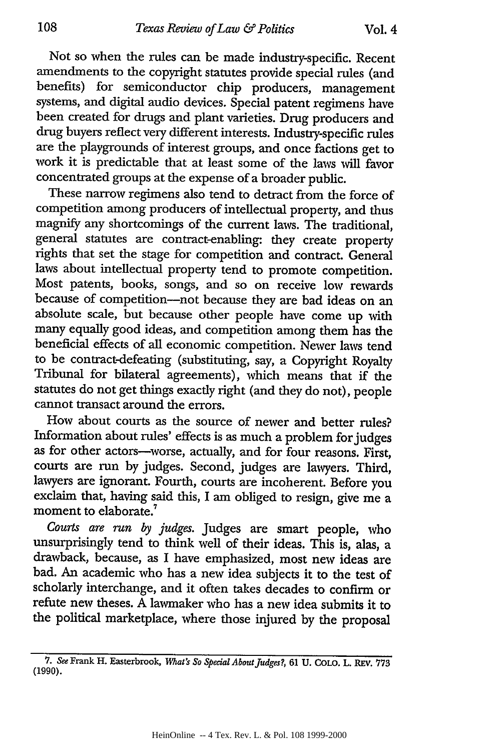Not so when the rules can be made industry-specific. Recent amendments to the copyright statutes provide special rules (and benefits) for semiconductor chip producers, management systems, and digital audio devices. Special patent regimens have been created for drugs and plant varieties. Drug producers and drug buyers reflect very different interests. Industry-specific rules are the playgrounds of interest groups, and once factions get to work it is predictable that at least some of the laws will favor concentrated groups at the expense of a broader public.

These narrow regimens also tend to detract from the force of competition among producers of intellectual property, and thus magnify any shortcomings of the current laws. The traditional, general statutes are contract-enabling: they create property rights that set the stage for competition and contract. General laws about intellectual property tend to promote competition. Most patents, books, songs, and so on receive low rewards because of competition—not because they are bad ideas on an absolute scale, but because other people have come up with many equally good ideas, and competition among them has the beneficial effects of all economic competition. Newer laws tend to be contract-defeating (substituting, say, a Copyright Royalty Tribunal for bilateral agreements), which means that if the statutes do not get things exactly right (and they do not), people cannot transact around the errors.

How about courts as the source of newer and better rules? Information about rules' effects is as much a problem for judges as for other actors—worse, actually, and for four reasons. First, courts are run by judges. Second, judges are lawyers. Third, lawyers are ignorant. Fourth, courts are incoherent. Before you exclaim that, having said this, I am obliged to resign, give me a moment to elaborate.[7]

*Courts are run by judges.* Judges are smart people, who unsurprisingly tend to think well of their ideas. This is, alas, a drawback, because, as I have emphasized, most new ideas are bad. An academic who has a new idea subjects it to the test of scholarly interchange, and it often takes decades to confirm or refute new theses. A lawmaker who has a new idea submits it to the political marketplace, where those injured by the proposal

---

7. *See* Frank H. Easterbrook, *What's So Special About Judges?*, 61 U. COLO. L. REV. 773 (1990).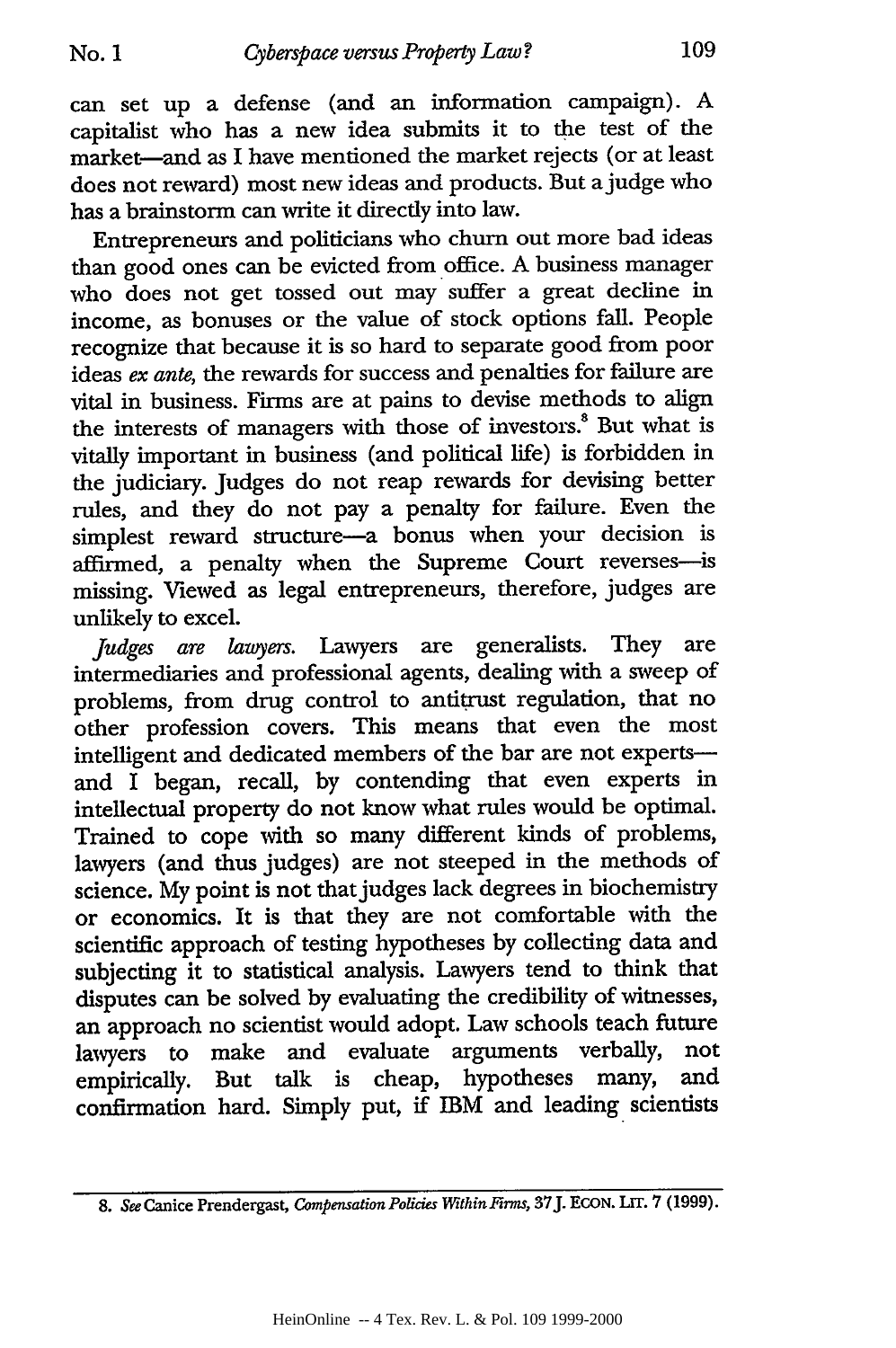can set up a defense (and an information campaign). A capitalist who has a new idea submits it to the test of the market—and as I have mentioned the market rejects (or at least does not reward) most new ideas and products. But a judge who has a brainstorm can write it directly into law.

Entrepreneurs and politicians who churn out more bad ideas than good ones can be evicted from office. A business manager who does not get tossed out may suffer a great decline in income, as bonuses or the value of stock options fall. People recognize that because it is so hard to separate good from poor ideas *ex ante*, the rewards for success and penalties for failure are vital in business. Firms are at pains to devise methods to align the interests of managers with those of investors.[8] But what is vitally important in business (and political life) is forbidden in the judiciary. Judges do not reap rewards for devising better rules, and they do not pay a penalty for failure. Even the simplest reward structure—a bonus when your decision is affirmed, a penalty when the Supreme Court reverses—is missing. Viewed as legal entrepreneurs, therefore, judges are unlikely to excel.

*Judges are lawyers.* Lawyers are generalists. They are intermediaries and professional agents, dealing with a sweep of problems, from drug control to antitrust regulation, that no other profession covers. This means that even the most intelligent and dedicated members of the bar are not experts—and I began, recall, by contending that even experts in intellectual property do not know what rules would be optimal. Trained to cope with so many different kinds of problems, lawyers (and thus judges) are not steeped in the methods of science. My point is not that judges lack degrees in biochemistry or economics. It is that they are not comfortable with the scientific approach of testing hypotheses by collecting data and subjecting it to statistical analysis. Lawyers tend to think that disputes can be solved by evaluating the credibility of witnesses, an approach no scientist would adopt. Law schools teach future lawyers to make and evaluate arguments verbally, not empirically. But talk is cheap, hypotheses many, and confirmation hard. Simply put, if IBM and leading scientists

---

8. *See* Canice Prendergast, *Compensation Policies Within Firms*, 37 J. ECON. LIT. 7 (1999).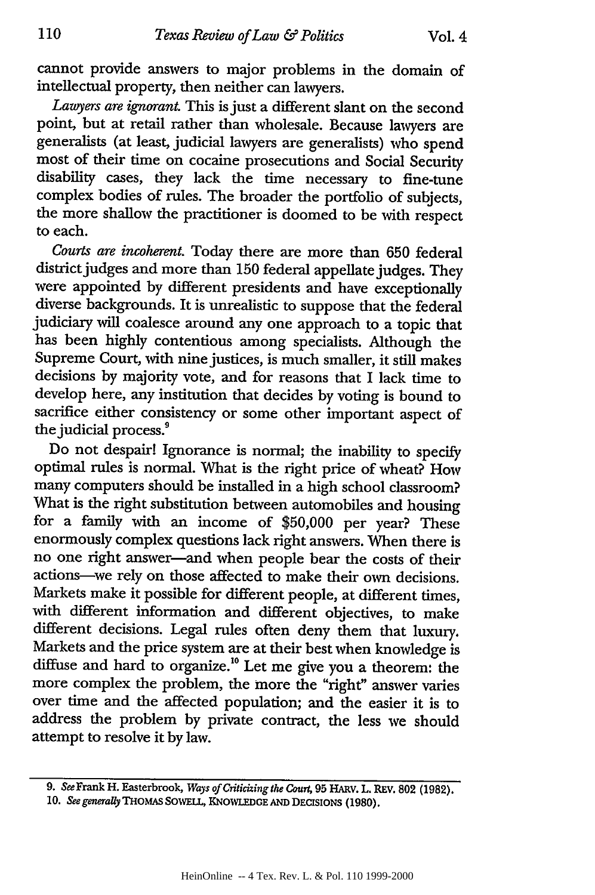cannot provide answers to major problems in the domain of intellectual property, then neither can lawyers.

*Lawyers are ignorant.* This is just a different slant on the second point, but at retail rather than wholesale. Because lawyers are generalists (at least, judicial lawyers are generalists) who spend most of their time on cocaine prosecutions and Social Security disability cases, they lack the time necessary to fine-tune complex bodies of rules. The broader the portfolio of subjects, the more shallow the practitioner is doomed to be with respect to each.

*Courts are incoherent.* Today there are more than 650 federal district judges and more than 150 federal appellate judges. They were appointed by different presidents and have exceptionally diverse backgrounds. It is unrealistic to suppose that the federal judiciary will coalesce around any one approach to a topic that has been highly contentious among specialists. Although the Supreme Court, with nine justices, is much smaller, it still makes decisions by majority vote, and for reasons that I lack time to develop here, any institution that decides by voting is bound to sacrifice either consistency or some other important aspect of the judicial process.[9]

Do not despair! Ignorance is normal; the inability to specify optimal rules is normal. What is the right price of wheat? How many computers should be installed in a high school classroom? What is the right substitution between automobiles and housing for a family with an income of $50,000 per year? These enormously complex questions lack right answers. When there is no one right answer—and when people bear the costs of their actions—we rely on those affected to make their own decisions. Markets make it possible for different people, at different times, with different information and different objectives, to make different decisions. Legal rules often deny them that luxury. Markets and the price system are at their best when knowledge is diffuse and hard to organize.[10] Let me give you a theorem: the more complex the problem, the more the "right" answer varies over time and the affected population; and the easier it is to address the problem by private contract, the less we should attempt to resolve it by law.

---

9. *See* Frank H. Easterbrook, *Ways of Criticizing the Court*, 95 HARV. L. REV. 802 (1982).

10. *See generally* THOMAS SOWELL, KNOWLEDGE AND DECISIONS (1980).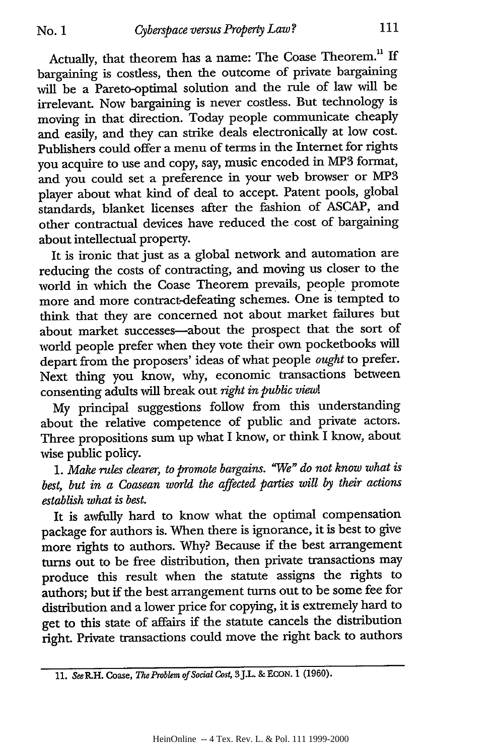Actually, that theorem has a name: The Coase Theorem.[11] If bargaining is costless, then the outcome of private bargaining will be a Pareto-optimal solution and the rule of law will be irrelevant. Now bargaining is never costless. But technology is moving in that direction. Today people communicate cheaply and easily, and they can strike deals electronically at low cost. Publishers could offer a menu of terms in the Internet for rights you acquire to use and copy, say, music encoded in MP3 format, and you could set a preference in your web browser or MP3 player about what kind of deal to accept. Patent pools, global standards, blanket licenses after the fashion of ASCAP, and other contractual devices have reduced the cost of bargaining about intellectual property.

It is ironic that just as a global network and automation are reducing the costs of contracting, and moving us closer to the world in which the Coase Theorem prevails, people promote more and more contract-defeating schemes. One is tempted to think that they are concerned not about market failures but about market successes—about the prospect that the sort of world people prefer when they vote their own pocketbooks will depart from the proposers' ideas of what people *ought* to prefer. Next thing you know, why, economic transactions between consenting adults will break out *right in public view*!

My principal suggestions follow from this understanding about the relative competence of public and private actors. Three propositions sum up what I know, or think I know, about wise public policy.

1. *Make rules clearer, to promote bargains. "We" do not know what is best, but in a Coasean world the affected parties will by their actions establish what is best.*

It is awfully hard to know what the optimal compensation package for authors is. When there is ignorance, it is best to give more rights to authors. Why? Because if the best arrangement turns out to be free distribution, then private transactions may produce this result when the statute assigns the rights to authors; but if the best arrangement turns out to be some fee for distribution and a lower price for copying, it is extremely hard to get to this state of affairs if the statute cancels the distribution right. Private transactions could move the right back to authors

11. *See* R.H. Coase, *The Problem of Social Cost*, 3 J.L. & ECON. 1 (1960).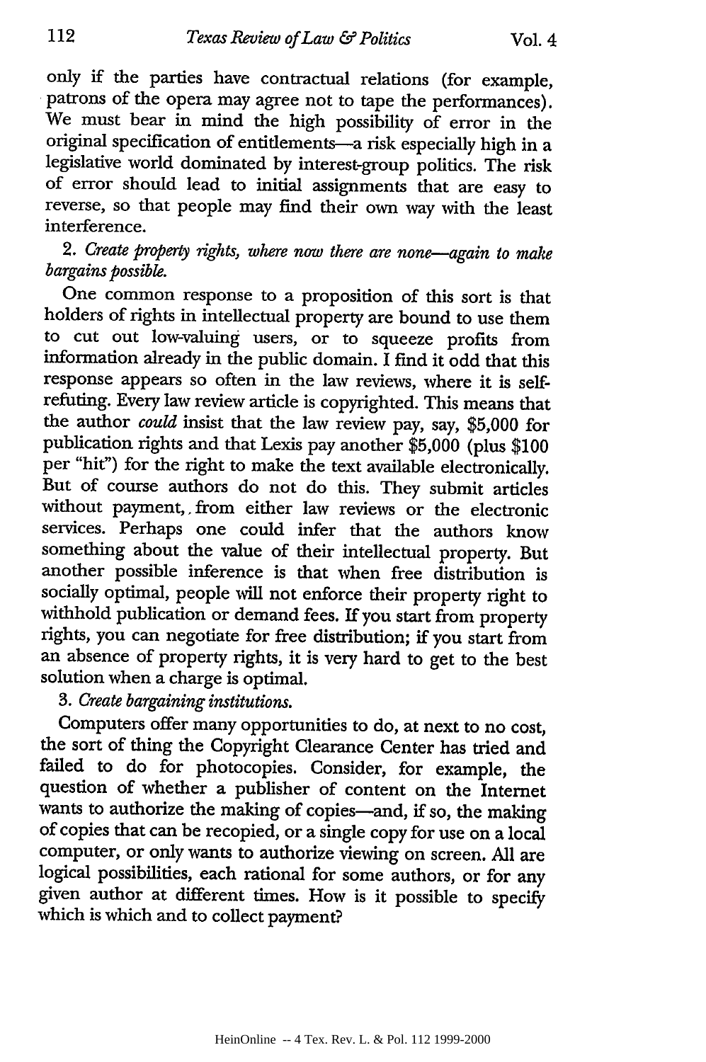only if the parties have contractual relations (for example, patrons of the opera may agree not to tape the performances). We must bear in mind the high possibility of error in the original specification of entitlements—a risk especially high in a legislative world dominated by interest-group politics. The risk of error should lead to initial assignments that are easy to reverse, so that people may find their own way with the least interference.

2. *Create property rights, where now there are none—again to make bargains possible.*

One common response to a proposition of this sort is that holders of rights in intellectual property are bound to use them to cut out low-valuing users, or to squeeze profits from information already in the public domain. I find it odd that this response appears so often in the law reviews, where it is self-refuting. Every law review article is copyrighted. This means that the author *could* insist that the law review pay, say, $5,000 for publication rights and that Lexis pay another $5,000 (plus $100 per "hit") for the right to make the text available electronically. But of course authors do not do this. They submit articles without payment, from either law reviews or the electronic services. Perhaps one could infer that the authors know something about the value of their intellectual property. But another possible inference is that when free distribution is socially optimal, people will not enforce their property right to withhold publication or demand fees. If you start from property rights, you can negotiate for free distribution; if you start from an absence of property rights, it is very hard to get to the best solution when a charge is optimal.

3. *Create bargaining institutions.*

Computers offer many opportunities to do, at next to no cost, the sort of thing the Copyright Clearance Center has tried and failed to do for photocopies. Consider, for example, the question of whether a publisher of content on the Internet wants to authorize the making of copies—and, if so, the making of copies that can be recopied, or a single copy for use on a local computer, or only wants to authorize viewing on screen. All are logical possibilities, each rational for some authors, or for any given author at different times. How is it possible to specify which is which and to collect payment?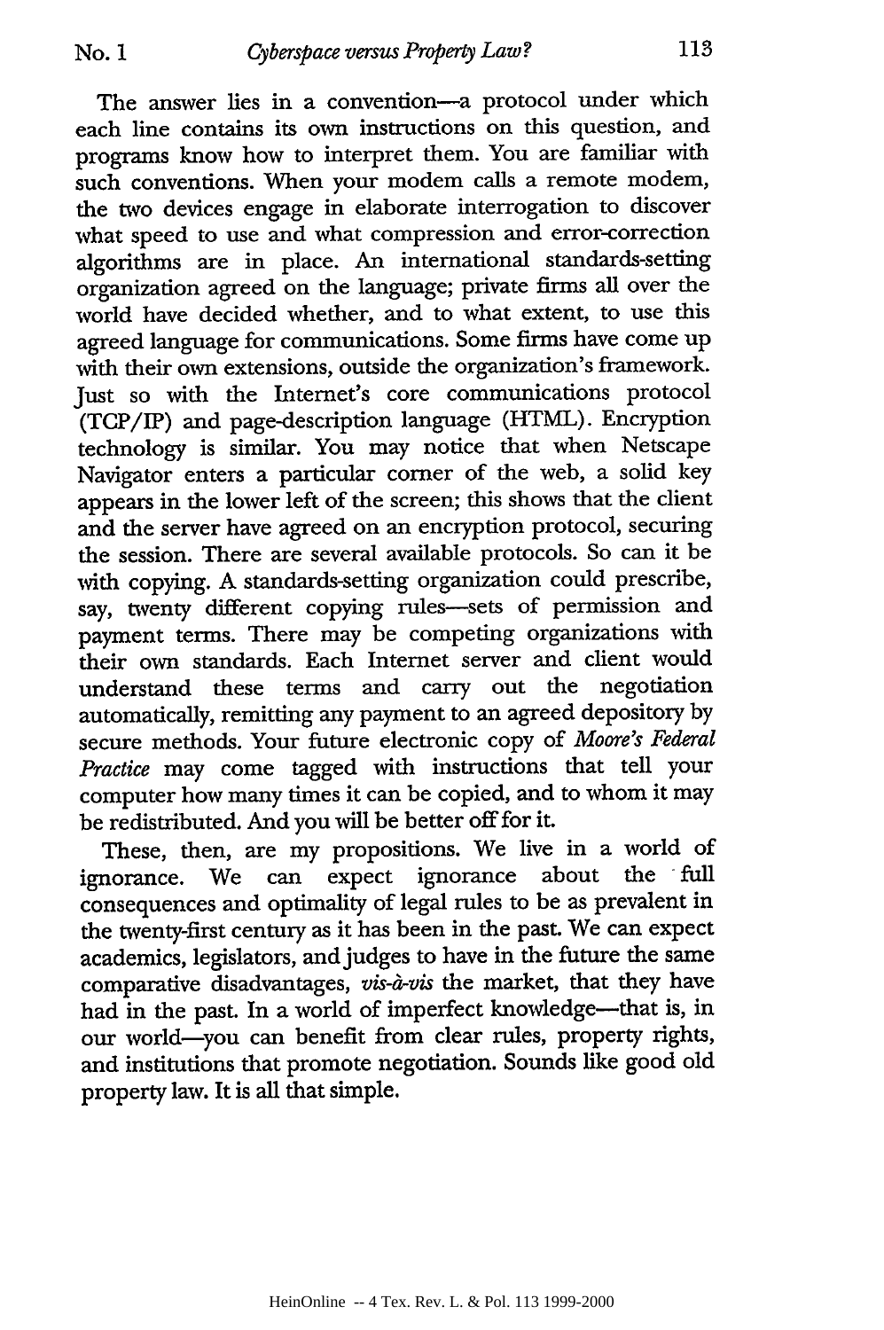The answer lies in a convention—a protocol under which each line contains its own instructions on this question, and programs know how to interpret them. You are familiar with such conventions. When your modem calls a remote modem, the two devices engage in elaborate interrogation to discover what speed to use and what compression and error-correction algorithms are in place. An international standards-setting organization agreed on the language; private firms all over the world have decided whether, and to what extent, to use this agreed language for communications. Some firms have come up with their own extensions, outside the organization's framework. Just so with the Internet's core communications protocol (TCP/IP) and page-description language (HTML). Encryption technology is similar. You may notice that when Netscape Navigator enters a particular corner of the web, a solid key appears in the lower left of the screen; this shows that the client and the server have agreed on an encryption protocol, securing the session. There are several available protocols. So can it be with copying. A standards-setting organization could prescribe, say, twenty different copying rules—sets of permission and payment terms. There may be competing organizations with their own standards. Each Internet server and client would understand these terms and carry out the negotiation automatically, remitting any payment to an agreed depository by secure methods. Your future electronic copy of *Moore's Federal Practice* may come tagged with instructions that tell your computer how many times it can be copied, and to whom it may be redistributed. And you will be better off for it.

These, then, are my propositions. We live in a world of ignorance. We can expect ignorance about the full consequences and optimality of legal rules to be as prevalent in the twenty-first century as it has been in the past. We can expect academics, legislators, and judges to have in the future the same comparative disadvantages, *vis-à-vis* the market, that they have had in the past. In a world of imperfect knowledge—that is, in our world—you can benefit from clear rules, property rights, and institutions that promote negotiation. Sounds like good old property law. It is all that simple.